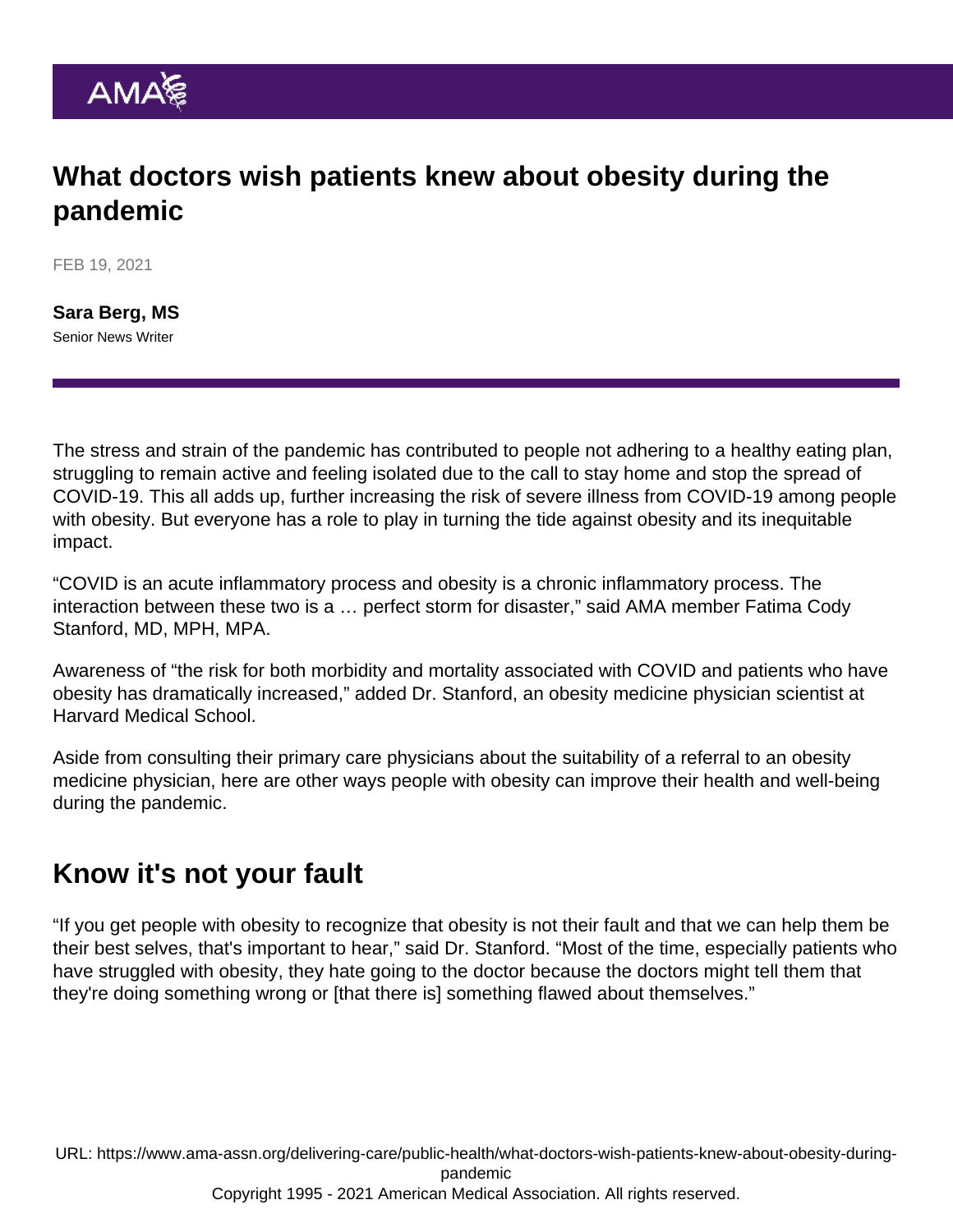# What doctors wish patients knew about obesity during the pandemic

FEB 19, 2021

**Sara Berg, MS**
Senior News Writer

The stress and strain of the pandemic has contributed to people not adhering to a healthy eating plan, struggling to remain active and feeling isolated due to the call to stay home and stop the spread of COVID-19. This all adds up, further increasing the risk of severe illness from COVID-19 among people with obesity. But everyone has a role to play in turning the tide against obesity and its inequitable impact.

“COVID is an acute inflammatory process and obesity is a chronic inflammatory process. The interaction between these two is a … perfect storm for disaster,” said AMA member Fatima Cody Stanford, MD, MPH, MPA.

Awareness of “the risk for both morbidity and mortality associated with COVID and patients who have obesity has dramatically increased,” added Dr. Stanford, an obesity medicine physician scientist at Harvard Medical School.

Aside from consulting their primary care physicians about the suitability of a referral to an obesity medicine physician, here are other ways people with obesity can improve their health and well-being during the pandemic.

## Know it's not your fault

“If you get people with obesity to recognize that obesity is not their fault and that we can help them be their best selves, that's important to hear,” said Dr. Stanford. “Most of the time, especially patients who have struggled with obesity, they hate going to the doctor because the doctors might tell them that they're doing something wrong or [that there is] something flawed about themselves.”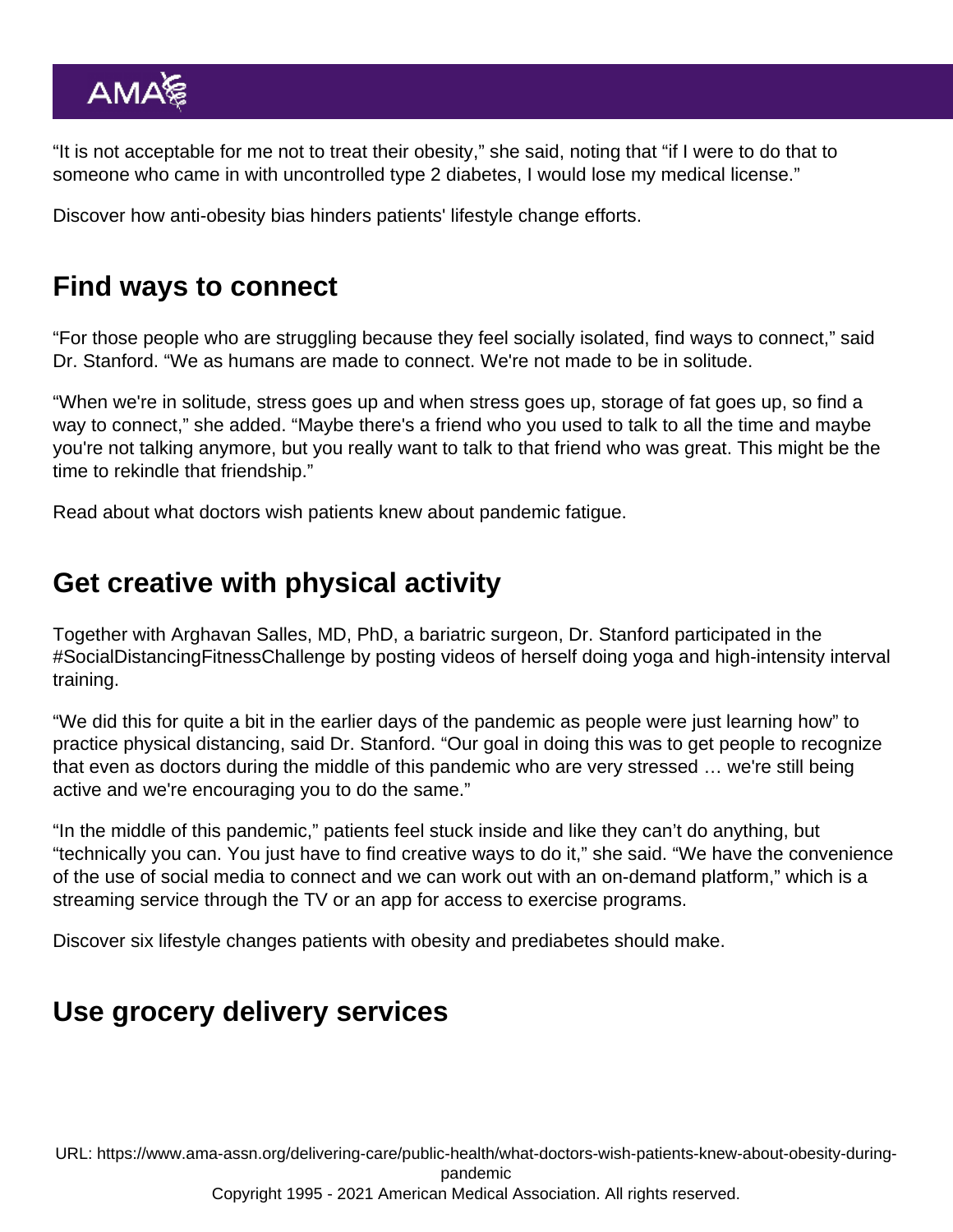"It is not acceptable for me not to treat their obesity," she said, noting that "if I were to do that to someone who came in with uncontrolled type 2 diabetes, I would lose my medical license."

Discover how anti-obesity bias hinders patients' lifestyle change efforts.

## Find ways to connect

"For those people who are struggling because they feel socially isolated, find ways to connect," said Dr. Stanford. "We as humans are made to connect. We're not made to be in solitude.

"When we're in solitude, stress goes up and when stress goes up, storage of fat goes up, so find a way to connect," she added. "Maybe there's a friend who you used to talk to all the time and maybe you're not talking anymore, but you really want to talk to that friend who was great. This might be the time to rekindle that friendship."

Read about what doctors wish patients knew about pandemic fatigue.

## Get creative with physical activity

Together with Arghavan Salles, MD, PhD, a bariatric surgeon, Dr. Stanford participated in the #SocialDistancingFitnessChallenge by posting videos of herself doing yoga and high-intensity interval training.

"We did this for quite a bit in the earlier days of the pandemic as people were just learning how" to practice physical distancing, said Dr. Stanford. "Our goal in doing this was to get people to recognize that even as doctors during the middle of this pandemic who are very stressed … we're still being active and we're encouraging you to do the same."

"In the middle of this pandemic," patients feel stuck inside and like they can't do anything, but "technically you can. You just have to find creative ways to do it," she said. "We have the convenience of the use of social media to connect and we can work out with an on-demand platform," which is a streaming service through the TV or an app for access to exercise programs.

Discover six lifestyle changes patients with obesity and prediabetes should make.

## Use grocery delivery services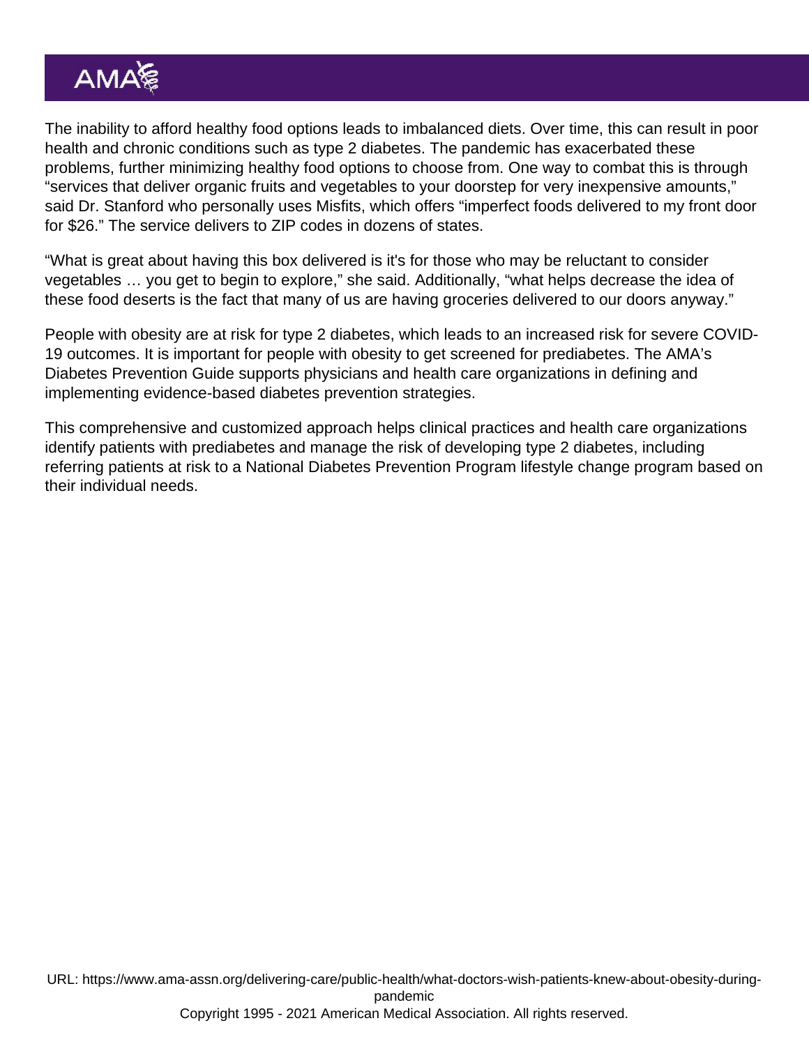The inability to afford healthy food options leads to imbalanced diets. Over time, this can result in poor health and chronic conditions such as type 2 diabetes. The pandemic has exacerbated these problems, further minimizing healthy food options to choose from. One way to combat this is through "services that deliver organic fruits and vegetables to your doorstep for very inexpensive amounts," said Dr. Stanford who personally uses Misfits, which offers "imperfect foods delivered to my front door for $26." The service delivers to ZIP codes in dozens of states.

"What is great about having this box delivered is it's for those who may be reluctant to consider vegetables … you get to begin to explore," she said. Additionally, "what helps decrease the idea of these food deserts is the fact that many of us are having groceries delivered to our doors anyway."

People with obesity are at risk for type 2 diabetes, which leads to an increased risk for severe COVID-19 outcomes. It is important for people with obesity to get screened for prediabetes. The AMA's Diabetes Prevention Guide supports physicians and health care organizations in defining and implementing evidence-based diabetes prevention strategies.

This comprehensive and customized approach helps clinical practices and health care organizations identify patients with prediabetes and manage the risk of developing type 2 diabetes, including referring patients at risk to a National Diabetes Prevention Program lifestyle change program based on their individual needs.